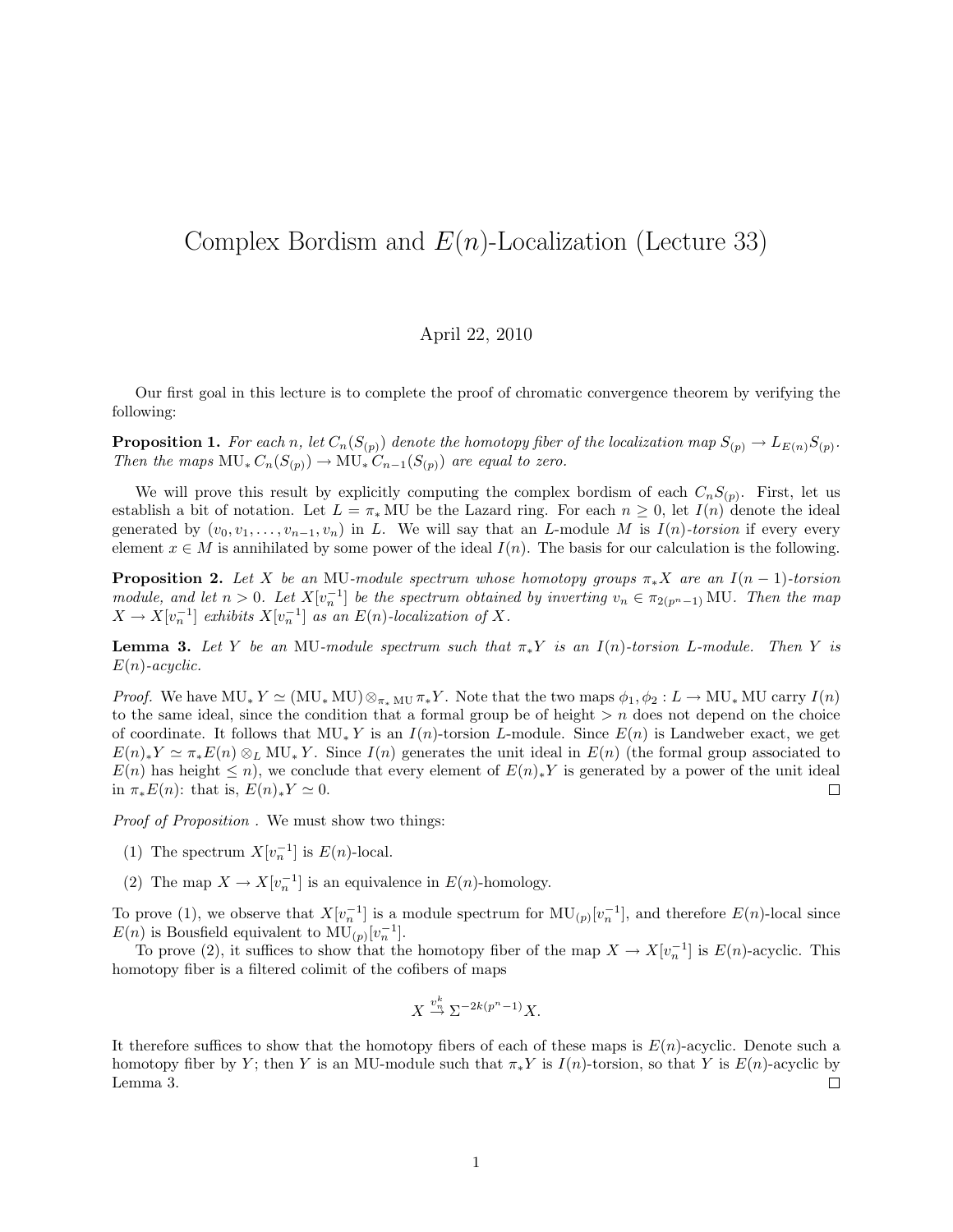# Complex Bordism and $E(n)$-Localization (Lecture 33)

April 22, 2010

Our first goal in this lecture is to complete the proof of chromatic convergence theorem by verifying the following:

**Proposition 1.** *For each $n$, let $C_n(S_{(p)})$ denote the homotopy fiber of the localization map $S_{(p)} \to L_{E(n)}S_{(p)}$. Then the maps $\mathrm{MU}_* C_n(S_{(p)}) \to \mathrm{MU}_* C_{n-1}(S_{(p)})$ are equal to zero.*

We will prove this result by explicitly computing the complex bordism of each $C_n S_{(p)}$. First, let us establish a bit of notation. Let $L = \pi_* \mathrm{MU}$ be the Lazard ring. For each $n \geq 0$, let $I(n)$ denote the ideal generated by $(v_0, v_1, \ldots, v_{n-1}, v_n)$ in $L$. We will say that an $L$-module $M$ is *$I(n)$-torsion* if every every element $x \in M$ is annihilated by some power of the ideal $I(n)$. The basis for our calculation is the following.

**Proposition 2.** *Let $X$ be an $\mathrm{MU}$-module spectrum whose homotopy groups $\pi_* X$ are an $I(n-1)$-torsion module, and let $n > 0$. Let $X[v_n^{-1}]$ be the spectrum obtained by inverting $v_n \in \pi_{2(p^n-1)} \mathrm{MU}$. Then the map $X \to X[v_n^{-1}]$ exhibits $X[v_n^{-1}]$ as an $E(n)$-localization of $X$.*

**Lemma 3.** *Let $Y$ be an $\mathrm{MU}$-module spectrum such that $\pi_* Y$ is an $I(n)$-torsion $L$-module. Then $Y$ is $E(n)$-acyclic.*

*Proof.* We have $\mathrm{MU}_* Y \simeq (\mathrm{MU}_* \mathrm{MU}) \otimes_{\pi_* \mathrm{MU}} \pi_* Y$. Note that the two maps $\phi_1, \phi_2 : L \to \mathrm{MU}_* \mathrm{MU}$ carry $I(n)$ to the same ideal, since the condition that a formal group be of height $> n$ does not depend on the choice of coordinate. It follows that $\mathrm{MU}_* Y$ is an $I(n)$-torsion $L$-module. Since $E(n)$ is Landweber exact, we get $E(n)_* Y \simeq \pi_* E(n) \otimes_L \mathrm{MU}_* Y$. Since $I(n)$ generates the unit ideal in $E(n)$ (the formal group associated to $E(n)$ has height $\leq n$), we conclude that every element of $E(n)_* Y$ is generated by a power of the unit ideal in $\pi_* E(n)$: that is, $E(n)_* Y \simeq 0$. □

*Proof of Proposition* . We must show two things:

1. The spectrum $X[v_n^{-1}]$ is $E(n)$-local.
2. The map $X \to X[v_n^{-1}]$ is an equivalence in $E(n)$-homology.

To prove (1), we observe that $X[v_n^{-1}]$ is a module spectrum for $\mathrm{MU}_{(p)}[v_n^{-1}]$, and therefore $E(n)$-local since $E(n)$ is Bousfield equivalent to $\mathrm{MU}_{(p)}[v_n^{-1}]$.

To prove (2), it suffices to show that the homotopy fiber of the map $X \to X[v_n^{-1}]$ is $E(n)$-acyclic. This homotopy fiber is a filtered colimit of the cofibers of maps

$$X \xrightarrow{v_n^k} \Sigma^{-2k(p^n-1)} X.$$

It therefore suffices to show that the homotopy fibers of each of these maps is $E(n)$-acyclic. Denote such a homotopy fiber by $Y$; then $Y$ is an $\mathrm{MU}$-module such that $\pi_* Y$ is $I(n)$-torsion, so that $Y$ is $E(n)$-acyclic by Lemma 3. □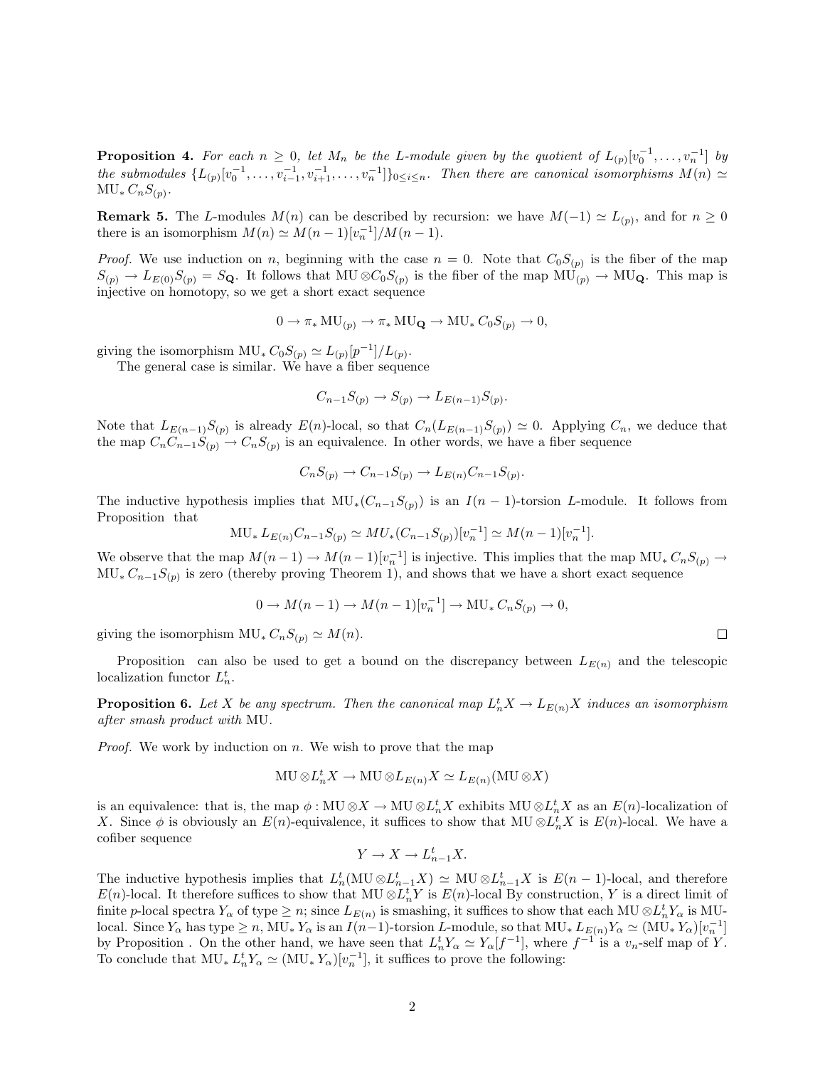**Proposition 4.** *For each $n \geq 0$, let $M_n$ be the $L$-module given by the quotient of $L_{(p)}[v_0^{-1}, \ldots, v_n^{-1}]$ by the submodules $\{L_{(p)}[v_0^{-1}, \ldots, v_{i-1}^{-1}, v_{i+1}^{-1}, \ldots, v_n^{-1}]\}_{0 \leq i \leq n}$. Then there are canonical isomorphisms $M(n) \simeq \mathrm{MU}_* C_n S_{(p)}$.*

**Remark 5.** The $L$-modules $M(n)$ can be described by recursion: we have $M(-1) \simeq L_{(p)}$, and for $n \geq 0$ there is an isomorphism $M(n) \simeq M(n-1)[v_n^{-1}]/M(n-1)$.

*Proof.* We use induction on $n$, beginning with the case $n = 0$. Note that $C_0 S_{(p)}$ is the fiber of the map $S_{(p)} \to L_{E(0)} S_{(p)} = S_{\mathbf{Q}}$. It follows that $\mathrm{MU} \otimes C_0 S_{(p)}$ is the fiber of the map $\mathrm{MU}_{(p)} \to \mathrm{MU}_{\mathbf{Q}}$. This map is injective on homotopy, so we get a short exact sequence

$$0 \to \pi_* \mathrm{MU}_{(p)} \to \pi_* \mathrm{MU}_{\mathbf{Q}} \to \mathrm{MU}_* C_0 S_{(p)} \to 0,$$

giving the isomorphism $\mathrm{MU}_* C_0 S_{(p)} \simeq L_{(p)}[p^{-1}]/L_{(p)}$.

The general case is similar. We have a fiber sequence

$$C_{n-1} S_{(p)} \to S_{(p)} \to L_{E(n-1)} S_{(p)}.$$

Note that $L_{E(n-1)} S_{(p)}$ is already $E(n)$-local, so that $C_n(L_{E(n-1)} S_{(p)}) \simeq 0$. Applying $C_n$, we deduce that the map $C_n C_{n-1} S_{(p)} \to C_n S_{(p)}$ is an equivalence. In other words, we have a fiber sequence

$$C_n S_{(p)} \to C_{n-1} S_{(p)} \to L_{E(n)} C_{n-1} S_{(p)}.$$

The inductive hypothesis implies that $\mathrm{MU}_*(C_{n-1} S_{(p)})$ is an $I(n-1)$-torsion $L$-module. It follows from Proposition  that

$$\mathrm{MU}_* L_{E(n)} C_{n-1} S_{(p)} \simeq MU_*(C_{n-1} S_{(p)})[v_n^{-1}] \simeq M(n-1)[v_n^{-1}].$$

We observe that the map $M(n-1) \to M(n-1)[v_n^{-1}]$ is injective. This implies that the map $\mathrm{MU}_* C_n S_{(p)} \to \mathrm{MU}_* C_{n-1} S_{(p)}$ is zero (thereby proving Theorem 1), and shows that we have a short exact sequence

$$0 \to M(n-1) \to M(n-1)[v_n^{-1}] \to \mathrm{MU}_* C_n S_{(p)} \to 0,$$

giving the isomorphism $\mathrm{MU}_* C_n S_{(p)} \simeq M(n)$. □

Proposition  can also be used to get a bound on the discrepancy between $L_{E(n)}$ and the telescopic localization functor $L_n^t$.

**Proposition 6.** *Let $X$ be any spectrum. Then the canonical map $L_n^t X \to L_{E(n)} X$ induces an isomorphism after smash product with* MU.

*Proof.* We work by induction on $n$. We wish to prove that the map

$$\mathrm{MU} \otimes L_n^t X \to \mathrm{MU} \otimes L_{E(n)} X \simeq L_{E(n)}(\mathrm{MU} \otimes X)$$

is an equivalence: that is, the map $\phi : \mathrm{MU} \otimes X \to \mathrm{MU} \otimes L_n^t X$ exhibits $\mathrm{MU} \otimes L_n^t X$ as an $E(n)$-localization of $X$. Since $\phi$ is obviously an $E(n)$-equivalence, it suffices to show that $\mathrm{MU} \otimes L_n^t X$ is $E(n)$-local. We have a cofiber sequence

$$Y \to X \to L_{n-1}^t X.$$

The inductive hypothesis implies that $L_n^t(\mathrm{MU} \otimes L_{n-1}^t X) \simeq \mathrm{MU} \otimes L_{n-1}^t X$ is $E(n-1)$-local, and therefore $E(n)$-local. It therefore suffices to show that $\mathrm{MU} \otimes L_n^t Y$ is $E(n)$-local By construction, $Y$ is a direct limit of finite $p$-local spectra $Y_\alpha$ of type $\geq n$; since $L_{E(n)}$ is smashing, it suffices to show that each $\mathrm{MU} \otimes L_n^t Y_\alpha$ is MU-local. Since $Y_\alpha$ has type $\geq n$, $\mathrm{MU}_* Y_\alpha$ is an $I(n-1)$-torsion $L$-module, so that $\mathrm{MU}_* L_{E(n)} Y_\alpha \simeq (\mathrm{MU}_* Y_\alpha)[v_n^{-1}]$ by Proposition . On the other hand, we have seen that $L_n^t Y_\alpha \simeq Y_\alpha[f^{-1}]$, where $f^{-1}$ is a $v_n$-self map of $Y$. To conclude that $\mathrm{MU}_* L_n^t Y_\alpha \simeq (\mathrm{MU}_* Y_\alpha)[v_n^{-1}]$, it suffices to prove the following: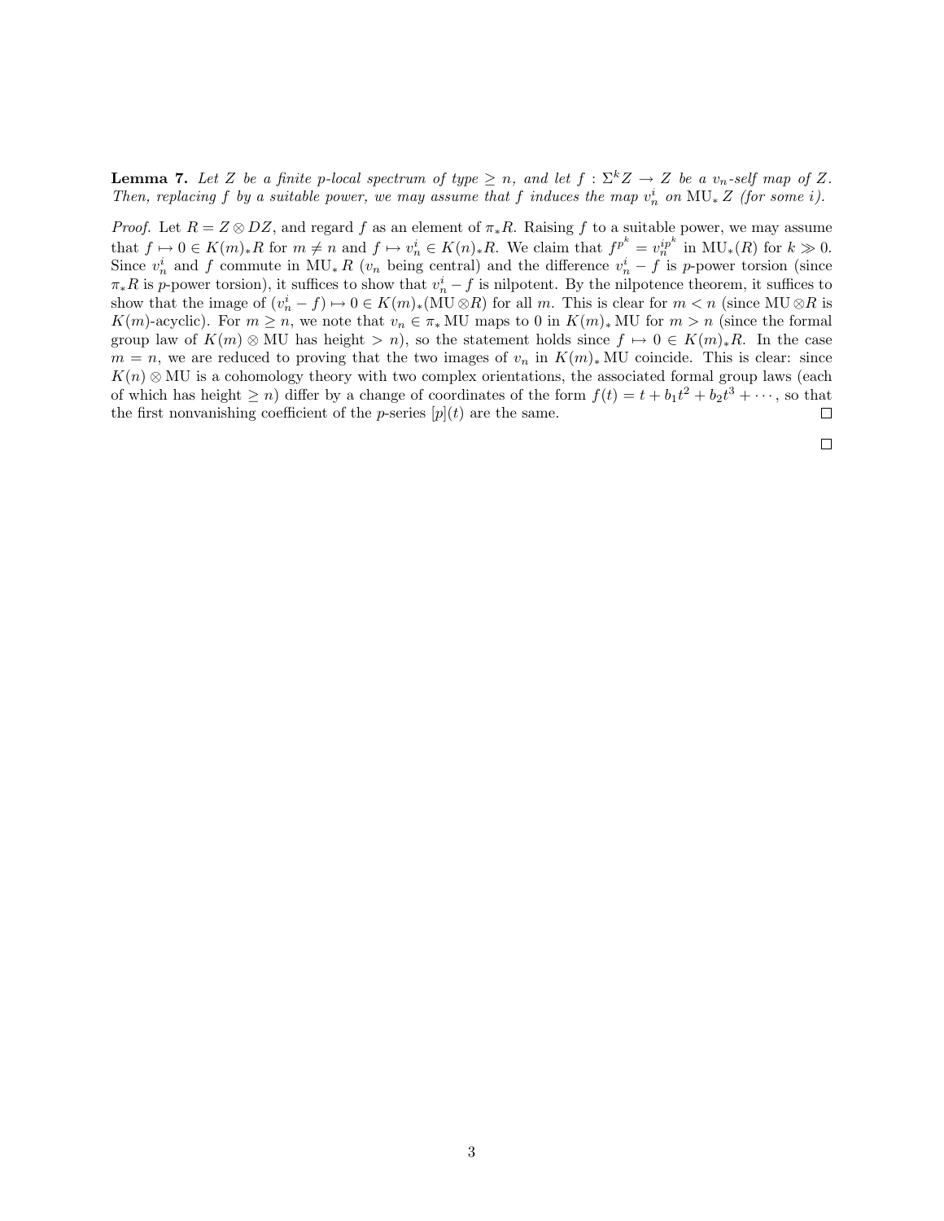**Lemma 7.** *Let $Z$ be a finite $p$-local spectrum of type $\geq n$, and let $f : \Sigma^k Z \to Z$ be a $v_n$-self map of $Z$. Then, replacing $f$ by a suitable power, we may assume that $f$ induces the map $v_n^i$ on $\mathrm{MU}_* Z$ (for some $i$).*

*Proof.* Let $R = Z \otimes DZ$, and regard $f$ as an element of $\pi_* R$. Raising $f$ to a suitable power, we may assume that $f \mapsto 0 \in K(m)_* R$ for $m \neq n$ and $f \mapsto v_n^i \in K(n)_* R$. We claim that $f^{p^k} = v_n^{ip^k}$ in $\mathrm{MU}_*(R)$ for $k \gg 0$. Since $v_n^i$ and $f$ commute in $\mathrm{MU}_* R$ ($v_n$ being central) and the difference $v_n^i - f$ is $p$-power torsion (since $\pi_* R$ is $p$-power torsion), it suffices to show that $v_n^i - f$ is nilpotent. By the nilpotence theorem, it suffices to show that the image of $(v_n^i - f) \mapsto 0 \in K(m)_*(\mathrm{MU} \otimes R)$ for all $m$. This is clear for $m < n$ (since $\mathrm{MU} \otimes R$ is $K(m)$-acyclic). For $m \geq n$, we note that $v_n \in \pi_* \mathrm{MU}$ maps to 0 in $K(m)_* \mathrm{MU}$ for $m > n$ (since the formal group law of $K(m) \otimes \mathrm{MU}$ has height $> n$), so the statement holds since $f \mapsto 0 \in K(m)_* R$. In the case $m = n$, we are reduced to proving that the two images of $v_n$ in $K(m)_* \mathrm{MU}$ coincide. This is clear: since $K(n) \otimes \mathrm{MU}$ is a cohomology theory with two complex orientations, the associated formal group laws (each of which has height $\geq n$) differ by a change of coordinates of the form $f(t) = t + b_1 t^2 + b_2 t^3 + \cdots$, so that the first nonvanishing coefficient of the $p$-series $[p](t)$ are the same. $\square$

$\square$